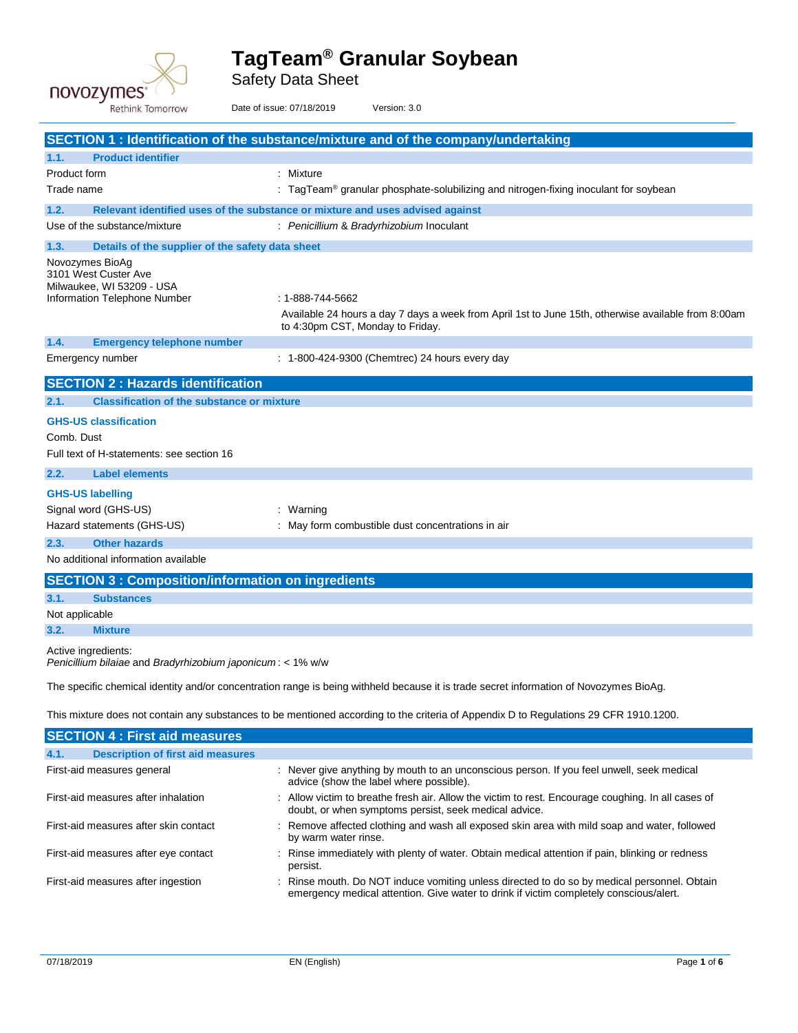# TagTeam® Granular Soybean

Safety Data Sheet

Date of issue: 07/18/2019 Version: 3.0

## SECTION 1 : Identification of the substance/mixture and of the company/undertaking

### 1.1. Product identifier

| | |
|---|---|
| Product form | : Mixture |
| Trade name | : TagTeam® granular phosphate-solubilizing and nitrogen-fixing inoculant for soybean |

### 1.2. Relevant identified uses of the substance or mixture and uses advised against

| | |
|---|---|
| Use of the substance/mixture | : *Penicillium* & *Bradyrhizobium* Inoculant |

### 1.3. Details of the supplier of the safety data sheet

Novozymes BioAg
3101 West Custer Ave
Milwaukee, WI 53209 - USA

| | |
|---|---|
| Information Telephone Number | : 1-888-744-5662 |
| | Available 24 hours a day 7 days a week from April 1st to June 15th, otherwise available from 8:00am to 4:30pm CST, Monday to Friday. |

### 1.4. Emergency telephone number

| | |
|---|---|
| Emergency number | : 1-800-424-9300 (Chemtrec) 24 hours every day |

## SECTION 2 : Hazards identification

### 2.1. Classification of the substance or mixture

**GHS-US classification**

Comb. Dust

Full text of H-statements: see section 16

### 2.2. Label elements

**GHS-US labelling**

| | |
|---|---|
| Signal word (GHS-US) | : Warning |
| Hazard statements (GHS-US) | : May form combustible dust concentrations in air |

### 2.3. Other hazards

No additional information available

## SECTION 3 : Composition/information on ingredients

### 3.1. Substances

Not applicable

### 3.2. Mixture

Active ingredients:
*Penicillium bilaiae* and *Bradyrhizobium japonicum* : < 1% w/w

The specific chemical identity and/or concentration range is being withheld because it is trade secret information of Novozymes BioAg.

This mixture does not contain any substances to be mentioned according to the criteria of Appendix D to Regulations 29 CFR 1910.1200.

## SECTION 4 : First aid measures

### 4.1. Description of first aid measures

| | |
|---|---|
| First-aid measures general | : Never give anything by mouth to an unconscious person. If you feel unwell, seek medical advice (show the label where possible). |
| First-aid measures after inhalation | : Allow victim to breathe fresh air. Allow the victim to rest. Encourage coughing. In all cases of doubt, or when symptoms persist, seek medical advice. |
| First-aid measures after skin contact | : Remove affected clothing and wash all exposed skin area with mild soap and water, followed by warm water rinse. |
| First-aid measures after eye contact | : Rinse immediately with plenty of water. Obtain medical attention if pain, blinking or redness persist. |
| First-aid measures after ingestion | : Rinse mouth. Do NOT induce vomiting unless directed to do so by medical personnel. Obtain emergency medical attention. Give water to drink if victim completely conscious/alert. |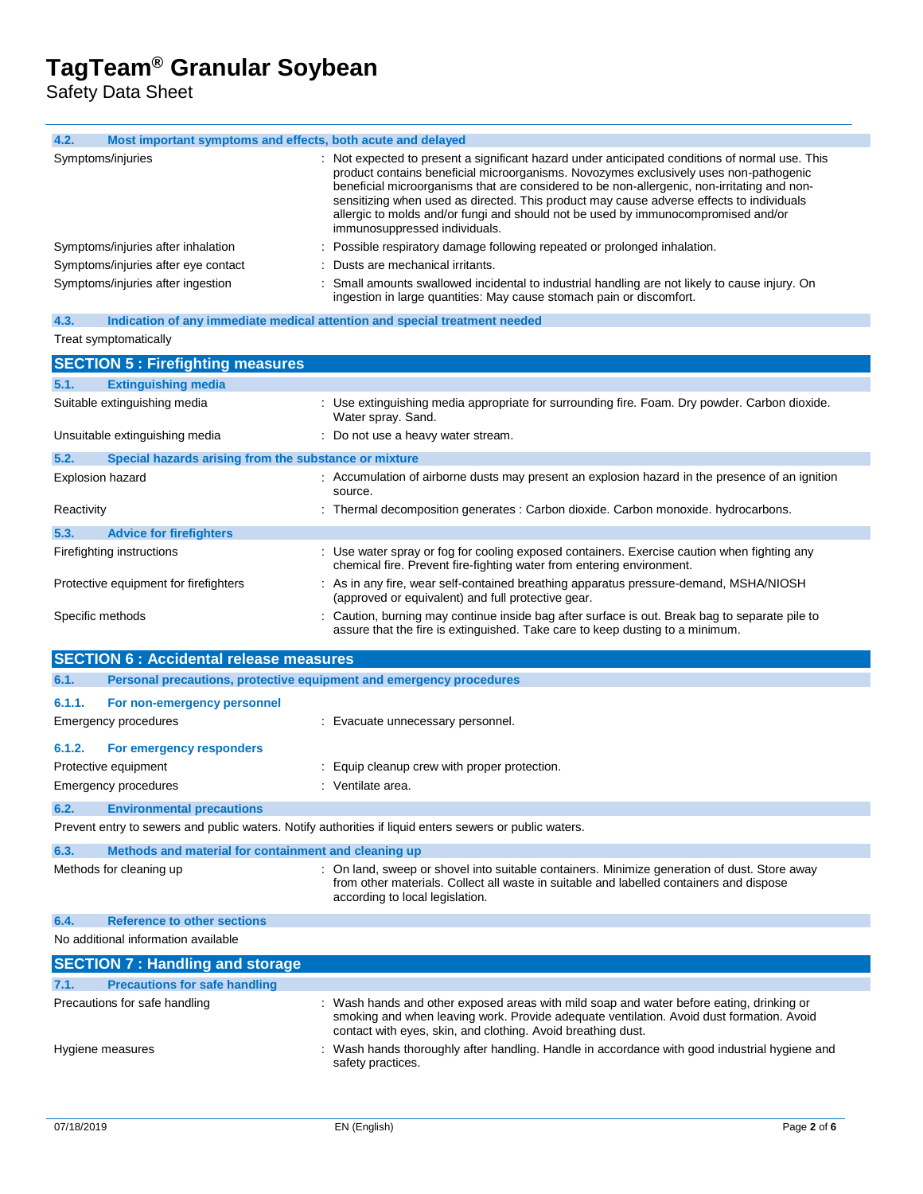### 4.2. Most important symptoms and effects, both acute and delayed

| | |
|---|---|
| Symptoms/injuries | : Not expected to present a significant hazard under anticipated conditions of normal use. This product contains beneficial microorganisms. Novozymes exclusively uses non-pathogenic beneficial microorganisms that are considered to be non-allergenic, non-irritating and non-sensitizing when used as directed. This product may cause adverse effects to individuals allergic to molds and/or fungi and should not be used by immunocompromised and/or immunosuppressed individuals. |
| Symptoms/injuries after inhalation | : Possible respiratory damage following repeated or prolonged inhalation. |
| Symptoms/injuries after eye contact | : Dusts are mechanical irritants. |
| Symptoms/injuries after ingestion | : Small amounts swallowed incidental to industrial handling are not likely to cause injury. On ingestion in large quantities: May cause stomach pain or discomfort. |

### 4.3. Indication of any immediate medical attention and special treatment needed

Treat symptomatically

## SECTION 5 : Firefighting measures

### 5.1. Extinguishing media

| | |
|---|---|
| Suitable extinguishing media | : Use extinguishing media appropriate for surrounding fire. Foam. Dry powder. Carbon dioxide. Water spray. Sand. |
| Unsuitable extinguishing media | : Do not use a heavy water stream. |

### 5.2. Special hazards arising from the substance or mixture

| | |
|---|---|
| Explosion hazard | : Accumulation of airborne dusts may present an explosion hazard in the presence of an ignition source. |
| Reactivity | : Thermal decomposition generates : Carbon dioxide. Carbon monoxide. hydrocarbons. |

### 5.3. Advice for firefighters

| | |
|---|---|
| Firefighting instructions | : Use water spray or fog for cooling exposed containers. Exercise caution when fighting any chemical fire. Prevent fire-fighting water from entering environment. |
| Protective equipment for firefighters | : As in any fire, wear self-contained breathing apparatus pressure-demand, MSHA/NIOSH (approved or equivalent) and full protective gear. |
| Specific methods | : Caution, burning may continue inside bag after surface is out. Break bag to separate pile to assure that the fire is extinguished. Take care to keep dusting to a minimum. |

## SECTION 6 : Accidental release measures

### 6.1. Personal precautions, protective equipment and emergency procedures

#### 6.1.1. For non-emergency personnel

| | |
|---|---|
| Emergency procedures | : Evacuate unnecessary personnel. |

#### 6.1.2. For emergency responders

| | |
|---|---|
| Protective equipment | : Equip cleanup crew with proper protection. |
| Emergency procedures | : Ventilate area. |

### 6.2. Environmental precautions

Prevent entry to sewers and public waters. Notify authorities if liquid enters sewers or public waters.

### 6.3. Methods and material for containment and cleaning up

| | |
|---|---|
| Methods for cleaning up | : On land, sweep or shovel into suitable containers. Minimize generation of dust. Store away from other materials. Collect all waste in suitable and labelled containers and dispose according to local legislation. |

### 6.4. Reference to other sections

No additional information available

## SECTION 7 : Handling and storage

### 7.1. Precautions for safe handling

| | |
|---|---|
| Precautions for safe handling | : Wash hands and other exposed areas with mild soap and water before eating, drinking or smoking and when leaving work. Provide adequate ventilation. Avoid dust formation. Avoid contact with eyes, skin, and clothing. Avoid breathing dust. |
| Hygiene measures | : Wash hands thoroughly after handling. Handle in accordance with good industrial hygiene and safety practices. |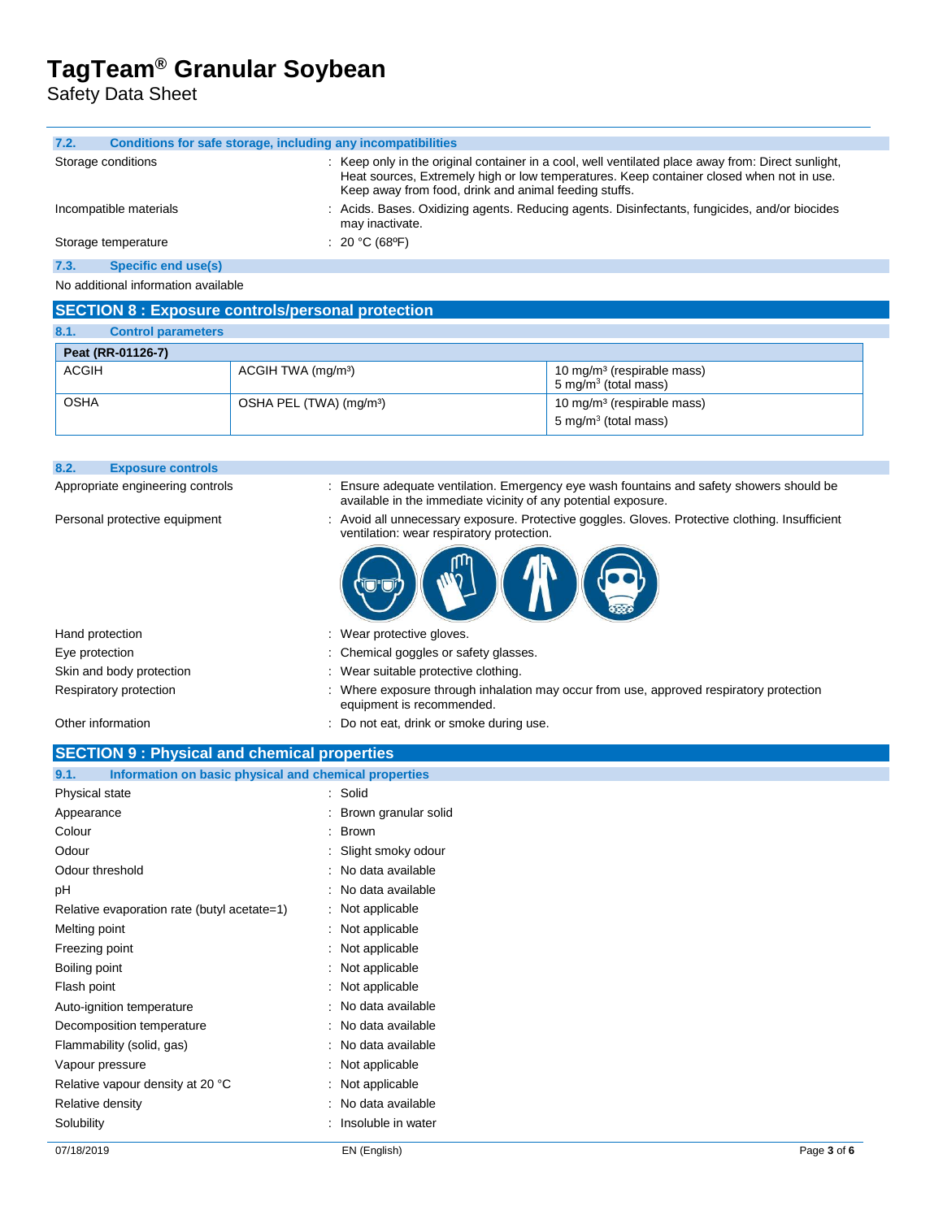### 7.2. Conditions for safe storage, including any incompatibilities

| | |
|---|---|
| Storage conditions | : Keep only in the original container in a cool, well ventilated place away from: Direct sunlight, Heat sources, Extremely high or low temperatures. Keep container closed when not in use. Keep away from food, drink and animal feeding stuffs. |
| Incompatible materials | : Acids. Bases. Oxidizing agents. Reducing agents. Disinfectants, fungicides, and/or biocides may inactivate. |
| Storage temperature | : 20 °C (68ºF) |

### 7.3. Specific end use(s)

No additional information available

## SECTION 8 : Exposure controls/personal protection

### 8.1. Control parameters

| Peat (RR-01126-7) | | |
|---|---|---|
| ACGIH | ACGIH TWA (mg/m³) | 10 mg/m³ (respirable mass)<br>5 mg/m³ (total mass) |
| OSHA | OSHA PEL (TWA) (mg/m³) | 10 mg/m³ (respirable mass)<br>5 mg/m³ (total mass) |

### 8.2. Exposure controls

| | |
|---|---|
| Appropriate engineering controls | : Ensure adequate ventilation. Emergency eye wash fountains and safety showers should be available in the immediate vicinity of any potential exposure. |
| Personal protective equipment | : Avoid all unnecessary exposure. Protective goggles. Gloves. Protective clothing. Insufficient ventilation: wear respiratory protection. |
| Hand protection | : Wear protective gloves. |
| Eye protection | : Chemical goggles or safety glasses. |
| Skin and body protection | : Wear suitable protective clothing. |
| Respiratory protection | : Where exposure through inhalation may occur from use, approved respiratory protection equipment is recommended. |
| Other information | : Do not eat, drink or smoke during use. |

## SECTION 9 : Physical and chemical properties

### 9.1. Information on basic physical and chemical properties

| | |
|---|---|
| Physical state | : Solid |
| Appearance | : Brown granular solid |
| Colour | : Brown |
| Odour | : Slight smoky odour |
| Odour threshold | : No data available |
| pH | : No data available |
| Relative evaporation rate (butyl acetate=1) | : Not applicable |
| Melting point | : Not applicable |
| Freezing point | : Not applicable |
| Boiling point | : Not applicable |
| Flash point | : Not applicable |
| Auto-ignition temperature | : No data available |
| Decomposition temperature | : No data available |
| Flammability (solid, gas) | : No data available |
| Vapour pressure | : Not applicable |
| Relative vapour density at 20 °C | : Not applicable |
| Relative density | : No data available |
| Solubility | : Insoluble in water |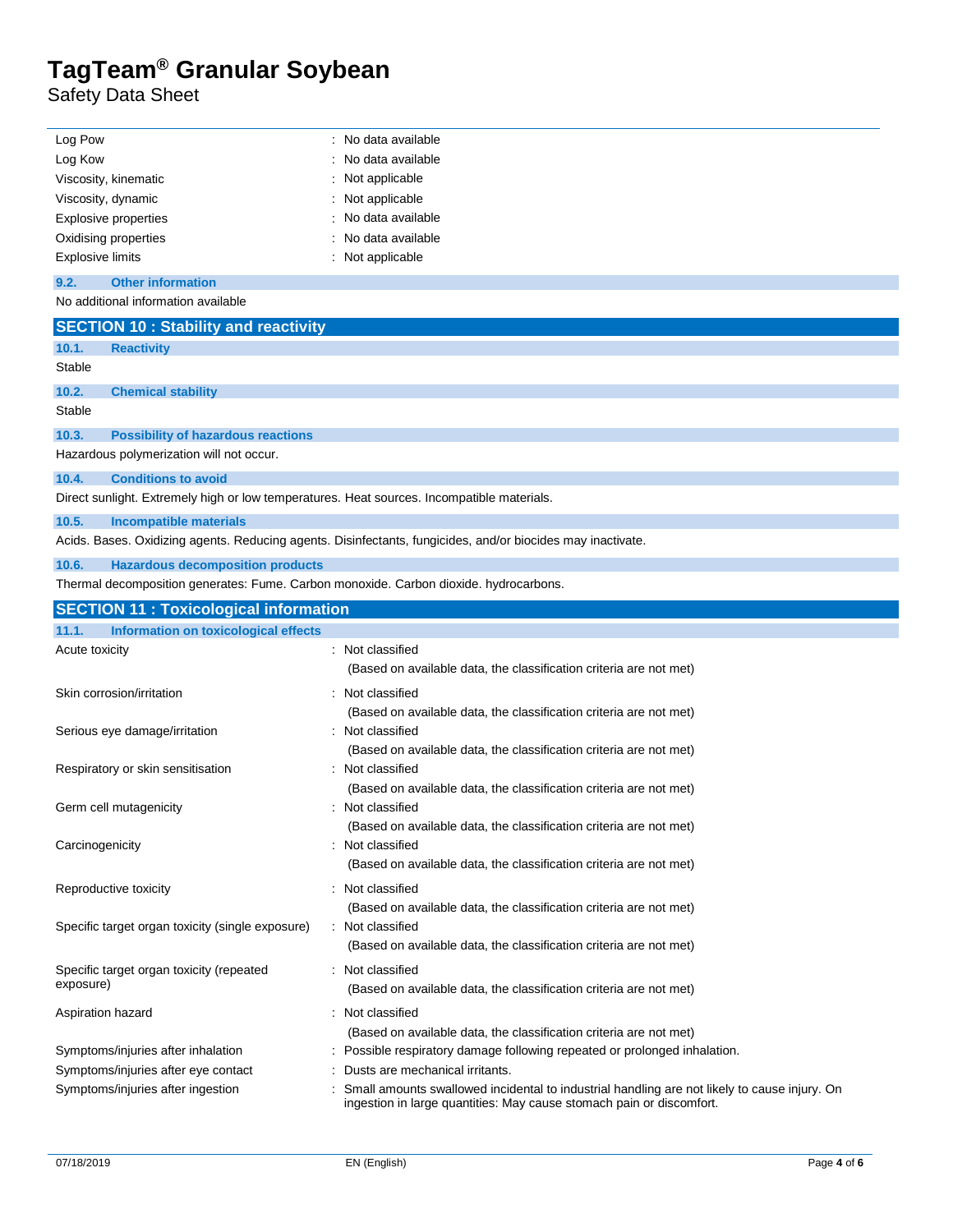| | |
|---|---|
| Log Pow | : No data available |
| Log Kow | : No data available |
| Viscosity, kinematic | : Not applicable |
| Viscosity, dynamic | : Not applicable |
| Explosive properties | : No data available |
| Oxidising properties | : No data available |
| Explosive limits | : Not applicable |

### 9.2. Other information

No additional information available

## SECTION 10 : Stability and reactivity

### 10.1. Reactivity

Stable

### 10.2. Chemical stability

Stable

### 10.3. Possibility of hazardous reactions

Hazardous polymerization will not occur.

### 10.4. Conditions to avoid

Direct sunlight. Extremely high or low temperatures. Heat sources. Incompatible materials.

### 10.5. Incompatible materials

Acids. Bases. Oxidizing agents. Reducing agents. Disinfectants, fungicides, and/or biocides may inactivate.

### 10.6. Hazardous decomposition products

Thermal decomposition generates: Fume. Carbon monoxide. Carbon dioxide. hydrocarbons.

## SECTION 11 : Toxicological information

### 11.1. Information on toxicological effects

| | |
|---|---|
| Acute toxicity | : Not classified<br>(Based on available data, the classification criteria are not met) |
| Skin corrosion/irritation | : Not classified<br>(Based on available data, the classification criteria are not met) |
| Serious eye damage/irritation | : Not classified<br>(Based on available data, the classification criteria are not met) |
| Respiratory or skin sensitisation | : Not classified<br>(Based on available data, the classification criteria are not met) |
| Germ cell mutagenicity | : Not classified<br>(Based on available data, the classification criteria are not met) |
| Carcinogenicity | : Not classified<br>(Based on available data, the classification criteria are not met) |
| Reproductive toxicity | : Not classified<br>(Based on available data, the classification criteria are not met) |
| Specific target organ toxicity (single exposure) | : Not classified<br>(Based on available data, the classification criteria are not met) |
| Specific target organ toxicity (repeated exposure) | : Not classified<br>(Based on available data, the classification criteria are not met) |
| Aspiration hazard | : Not classified<br>(Based on available data, the classification criteria are not met) |
| Symptoms/injuries after inhalation | : Possible respiratory damage following repeated or prolonged inhalation. |
| Symptoms/injuries after eye contact | : Dusts are mechanical irritants. |
| Symptoms/injuries after ingestion | : Small amounts swallowed incidental to industrial handling are not likely to cause injury. On ingestion in large quantities: May cause stomach pain or discomfort. |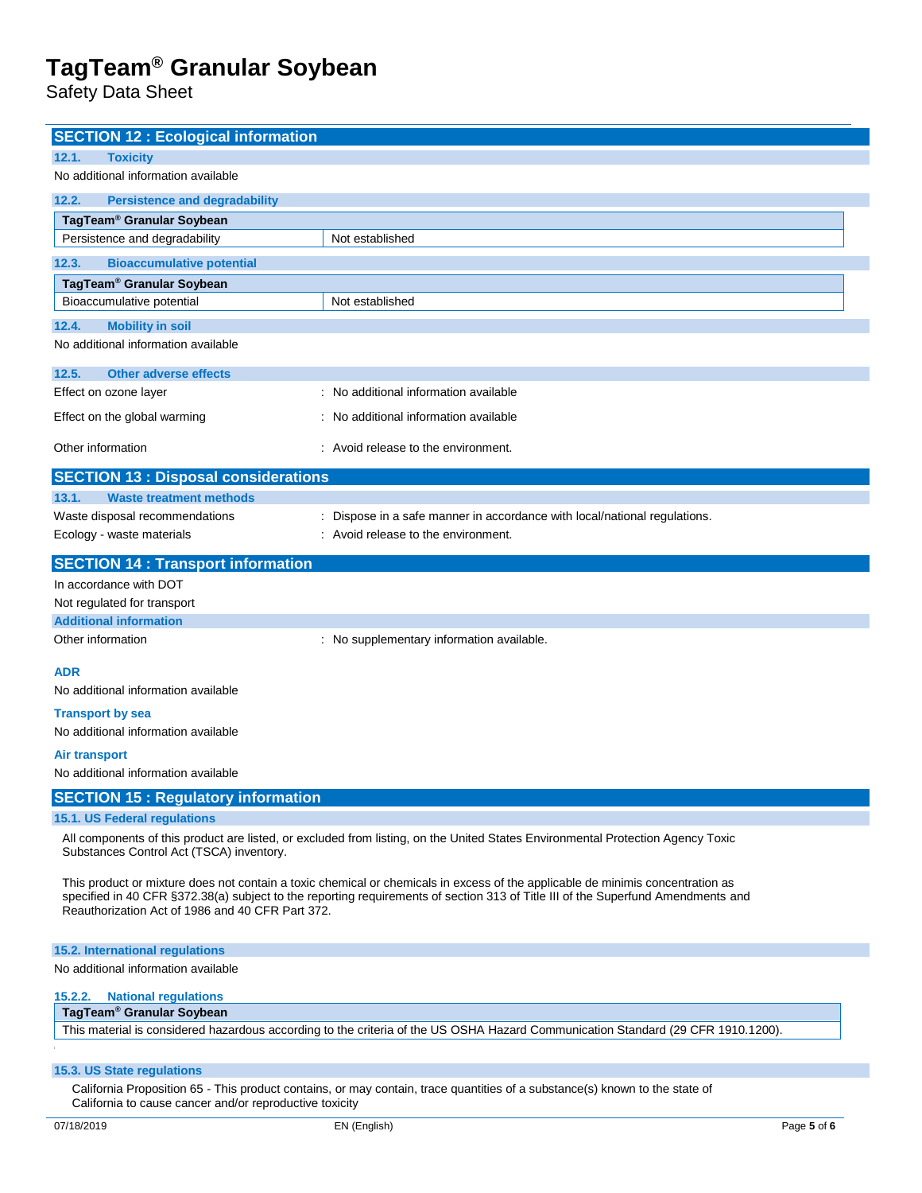## SECTION 12 : Ecological information

### 12.1. Toxicity

No additional information available

### 12.2. Persistence and degradability

| TagTeam® Granular Soybean | |
|---|---|
| Persistence and degradability | Not established |

### 12.3. Bioaccumulative potential

| TagTeam® Granular Soybean | |
|---|---|
| Bioaccumulative potential | Not established |

### 12.4. Mobility in soil

No additional information available

### 12.5. Other adverse effects

Effect on ozone layer : No additional information available

Effect on the global warming : No additional information available

Other information : Avoid release to the environment.

## SECTION 13 : Disposal considerations

### 13.1. Waste treatment methods

Waste disposal recommendations : Dispose in a safe manner in accordance with local/national regulations.

Ecology - waste materials : Avoid release to the environment.

## SECTION 14 : Transport information

In accordance with DOT

Not regulated for transport

### Additional information

Other information : No supplementary information available.

**ADR**

No additional information available

**Transport by sea**

No additional information available

**Air transport**

No additional information available

## SECTION 15 : Regulatory information

### 15.1. US Federal regulations

All components of this product are listed, or excluded from listing, on the United States Environmental Protection Agency Toxic Substances Control Act (TSCA) inventory.

This product or mixture does not contain a toxic chemical or chemicals in excess of the applicable de minimis concentration as specified in 40 CFR §372.38(a) subject to the reporting requirements of section 313 of Title III of the Superfund Amendments and Reauthorization Act of 1986 and 40 CFR Part 372.

### 15.2. International regulations

No additional information available

### 15.2.2. National regulations

| TagTeam® Granular Soybean |
|---|
| This material is considered hazardous according to the criteria of the US OSHA Hazard Communication Standard (29 CFR 1910.1200). |

### 15.3. US State regulations

California Proposition 65 - This product contains, or may contain, trace quantities of a substance(s) known to the state of California to cause cancer and/or reproductive toxicity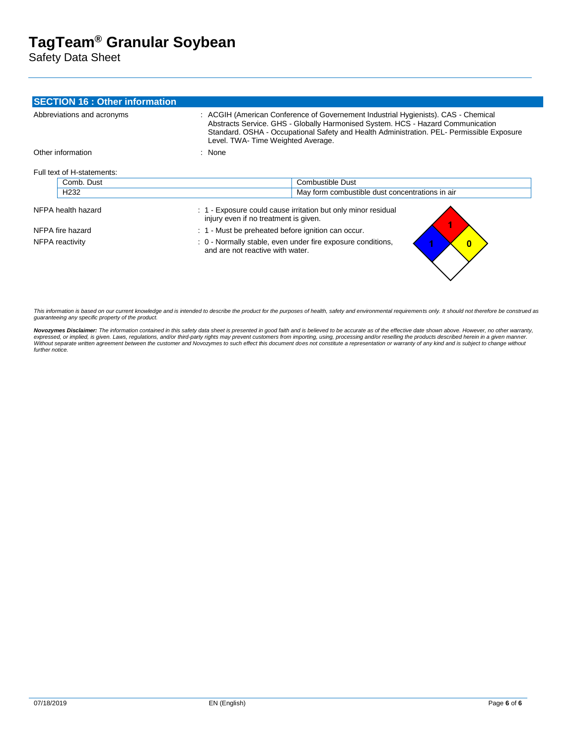## SECTION 16 : Other information

Abbreviations and acronyms : ACGIH (American Conference of Governement Industrial Hygienists). CAS - Chemical Abstracts Service. GHS - Globally Harmonised System. HCS - Hazard Communication Standard. OSHA - Occupational Safety and Health Administration. PEL- Permissible Exposure Level. TWA- Time Weighted Average.

Other information : None

Full text of H-statements:

| | |
|---|---|
| Comb. Dust | Combustible Dust |
| H232 | May form combustible dust concentrations in air |

NFPA health hazard : 1 - Exposure could cause irritation but only minor residual injury even if no treatment is given.

NFPA fire hazard : 1 - Must be preheated before ignition can occur.

NFPA reactivity : 0 - Normally stable, even under fire exposure conditions, and are not reactive with water.

1
1
0

*This information is based on our current knowledge and is intended to describe the product for the purposes of health, safety and environmental requirements only. It should not therefore be construed as guaranteeing any specific property of the product.*

***Novozymes Disclaimer:** The information contained in this safety data sheet is presented in good faith and is believed to be accurate as of the effective date shown above. However, no other warranty, expressed, or implied, is given. Laws, regulations, and/or third-party rights may prevent customers from importing, using, processing and/or reselling the products described herein in a given manner. Without separate written agreement between the customer and Novozymes to such effect this document does not constitute a representation or warranty of any kind and is subject to change without further notice.*